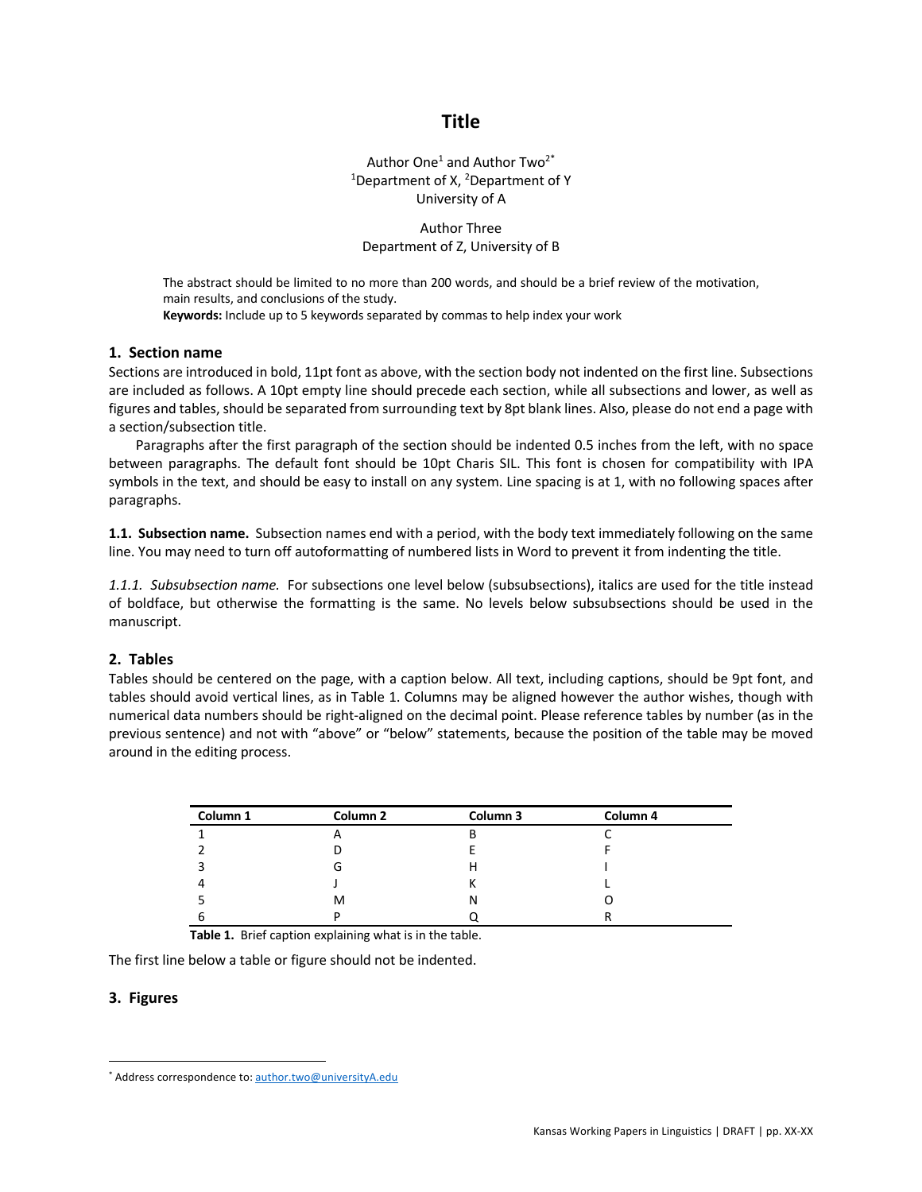# Title

Author One[1] and Author Two[2*]
[1]Department of X, [2]Department of Y
University of A

Author Three
Department of Z, University of B

The abstract should be limited to no more than 200 words, and should be a brief review of the motivation, main results, and conclusions of the study.
**Keywords:** Include up to 5 keywords separated by commas to help index your work

## 1. Section name

Sections are introduced in bold, 11pt font as above, with the section body not indented on the first line. Subsections are included as follows. A 10pt empty line should precede each section, while all subsections and lower, as well as figures and tables, should be separated from surrounding text by 8pt blank lines. Also, please do not end a page with a section/subsection title.

Paragraphs after the first paragraph of the section should be indented 0.5 inches from the left, with no space between paragraphs. The default font should be 10pt Charis SIL. This font is chosen for compatibility with IPA symbols in the text, and should be easy to install on any system. Line spacing is at 1, with no following spaces after paragraphs.

**1.1. Subsection name.** Subsection names end with a period, with the body text immediately following on the same line. You may need to turn off autoformatting of numbered lists in Word to prevent it from indenting the title.

*1.1.1. Subsubsection name.* For subsections one level below (subsubsections), italics are used for the title instead of boldface, but otherwise the formatting is the same. No levels below subsubsections should be used in the manuscript.

## 2. Tables

Tables should be centered on the page, with a caption below. All text, including captions, should be 9pt font, and tables should avoid vertical lines, as in Table 1. Columns may be aligned however the author wishes, though with numerical data numbers should be right-aligned on the decimal point. Please reference tables by number (as in the previous sentence) and not with "above" or "below" statements, because the position of the table may be moved around in the editing process.

| Column 1 | Column 2 | Column 3 | Column 4 |
|---|---|---|---|
| 1 | A | B | C |
| 2 | D | E | F |
| 3 | G | H | I |
| 4 | J | K | L |
| 5 | M | N | O |
| 6 | P | Q | R |

**Table 1.** Brief caption explaining what is in the table.

The first line below a table or figure should not be indented.

## 3. Figures

[*] Address correspondence to: author.two@universityA.edu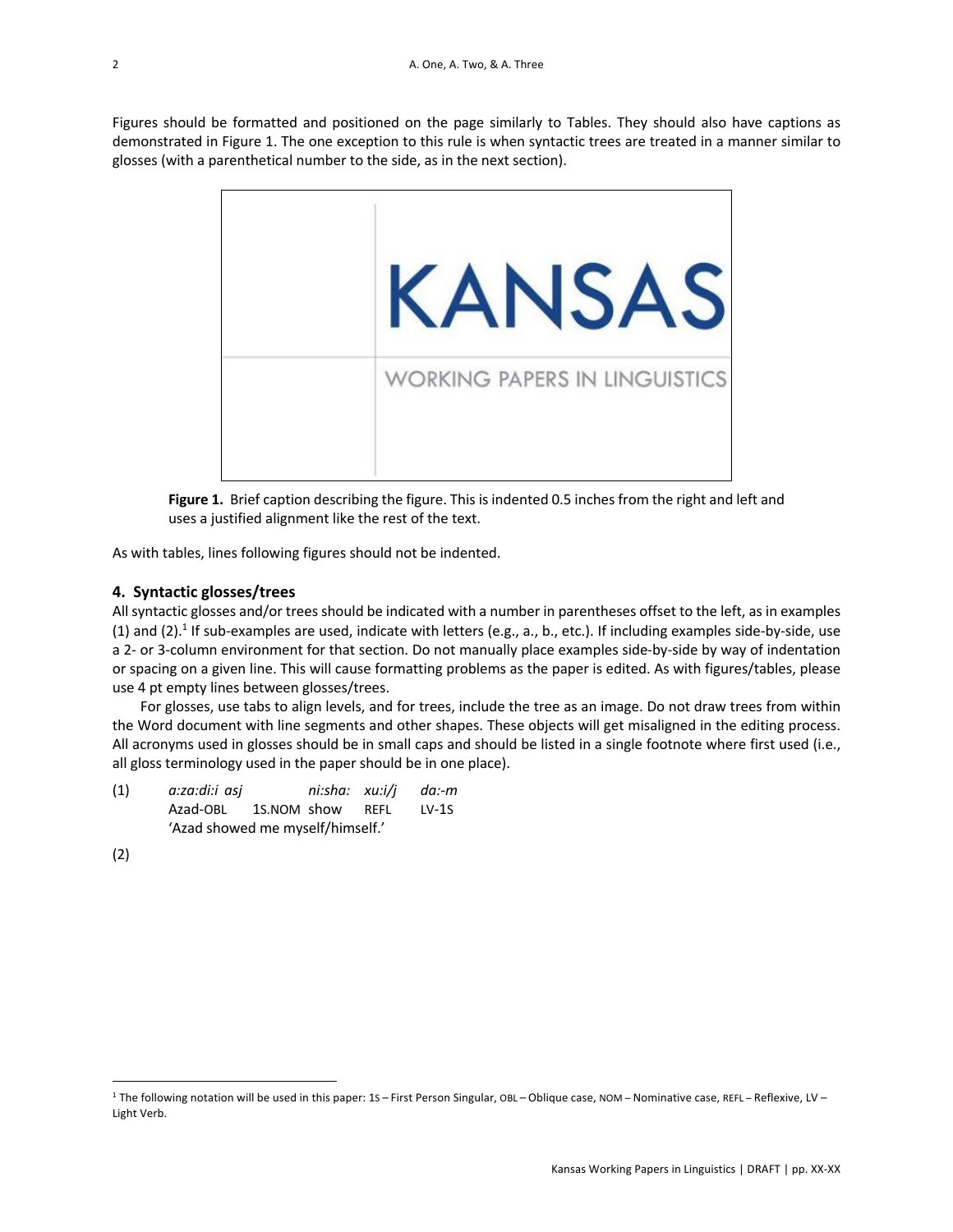Figures should be formatted and positioned on the page similarly to Tables. They should also have captions as demonstrated in Figure 1. The one exception to this rule is when syntactic trees are treated in a manner similar to glosses (with a parenthetical number to the side, as in the next section).

**Figure 1.** Brief caption describing the figure. This is indented 0.5 inches from the right and left and uses a justified alignment like the rest of the text.

As with tables, lines following figures should not be indented.

### 4. Syntactic glosses/trees

All syntactic glosses and/or trees should be indicated with a number in parentheses offset to the left, as in examples (1) and (2).[1] If sub-examples are used, indicate with letters (e.g., a., b., etc.). If including examples side-by-side, use a 2- or 3-column environment for that section. Do not manually place examples side-by-side by way of indentation or spacing on a given line. This will cause formatting problems as the paper is edited. As with figures/tables, please use 4 pt empty lines between glosses/trees.

For glosses, use tabs to align levels, and for trees, include the tree as an image. Do not draw trees from within the Word document with line segments and other shapes. These objects will get misaligned in the editing process. All acronyms used in glosses should be in small caps and should be listed in a single footnote where first used (i.e., all gloss terminology used in the paper should be in one place).

(1) *a:za:di:i asj ni:sha: xu:i/j da:-m*
Azad-OBL 1S.NOM show REFL LV-1S
'Azad showed me myself/himself.'

(2)

[1] The following notation will be used in this paper: 1S – First Person Singular, OBL – Oblique case, NOM – Nominative case, REFL – Reflexive, LV – Light Verb.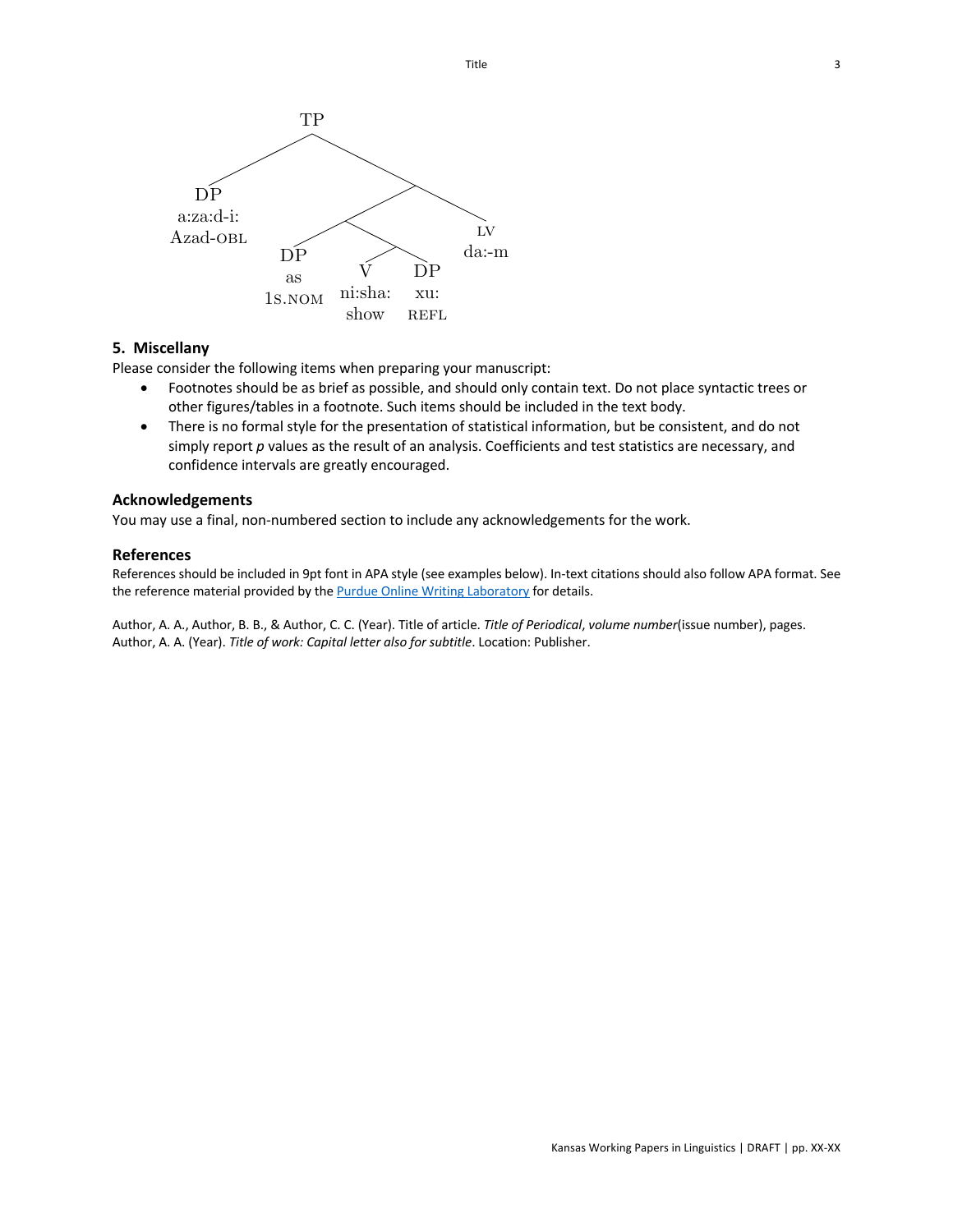TP

DP
a:za:d-i:
Azad-OBL

DP
as
1S.NOM

V
ni:sha:
show

DP
xu:
REFL

LV
da:-m

## 5. Miscellany

Please consider the following items when preparing your manuscript:

- Footnotes should be as brief as possible, and should only contain text. Do not place syntactic trees or other figures/tables in a footnote. Such items should be included in the text body.
- There is no formal style for the presentation of statistical information, but be consistent, and do not simply report *p* values as the result of an analysis. Coefficients and test statistics are necessary, and confidence intervals are greatly encouraged.

### Acknowledgements

You may use a final, non-numbered section to include any acknowledgements for the work.

### References

References should be included in 9pt font in APA style (see examples below). In-text citations should also follow APA format. See the reference material provided by the Purdue Online Writing Laboratory for details.

Author, A. A., Author, B. B., & Author, C. C. (Year). Title of article. *Title of Periodical*, *volume number*(issue number), pages.
Author, A. A. (Year). *Title of work: Capital letter also for subtitle*. Location: Publisher.